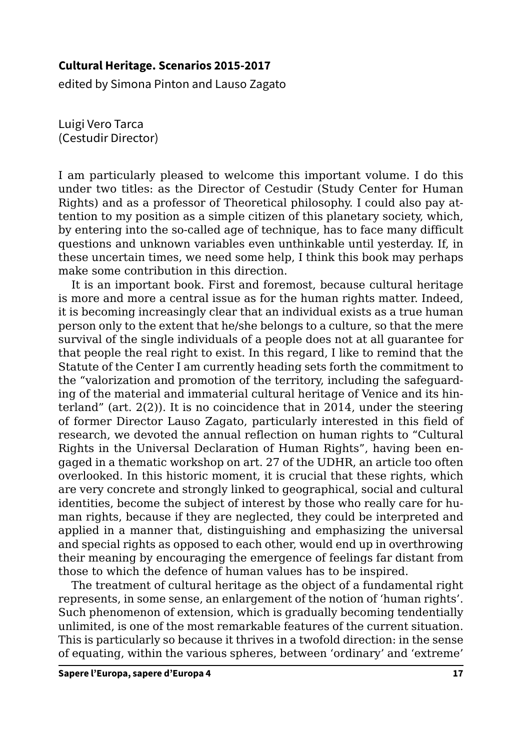**Cultural Heritage. Scenarios 2015-2017**

edited by Simona Pinton and Lauso Zagato

Luigi Vero Tarca
(Cestudir Director)

I am particularly pleased to welcome this important volume. I do this under two titles: as the Director of Cestudir (Study Center for Human Rights) and as a professor of Theoretical philosophy. I could also pay attention to my position as a simple citizen of this planetary society, which, by entering into the so-called age of technique, has to face many difficult questions and unknown variables even unthinkable until yesterday. If, in these uncertain times, we need some help, I think this book may perhaps make some contribution in this direction.

It is an important book. First and foremost, because cultural heritage is more and more a central issue as for the human rights matter. Indeed, it is becoming increasingly clear that an individual exists as a true human person only to the extent that he/she belongs to a culture, so that the mere survival of the single individuals of a people does not at all guarantee for that people the real right to exist. In this regard, I like to remind that the Statute of the Center I am currently heading sets forth the commitment to the "valorization and promotion of the territory, including the safeguarding of the material and immaterial cultural heritage of Venice and its hinterland" (art. 2(2)). It is no coincidence that in 2014, under the steering of former Director Lauso Zagato, particularly interested in this field of research, we devoted the annual reflection on human rights to "Cultural Rights in the Universal Declaration of Human Rights", having been engaged in a thematic workshop on art. 27 of the UDHR, an article too often overlooked. In this historic moment, it is crucial that these rights, which are very concrete and strongly linked to geographical, social and cultural identities, become the subject of interest by those who really care for human rights, because if they are neglected, they could be interpreted and applied in a manner that, distinguishing and emphasizing the universal and special rights as opposed to each other, would end up in overthrowing their meaning by encouraging the emergence of feelings far distant from those to which the defence of human values has to be inspired.

The treatment of cultural heritage as the object of a fundamental right represents, in some sense, an enlargement of the notion of 'human rights'. Such phenomenon of extension, which is gradually becoming tendentially unlimited, is one of the most remarkable features of the current situation. This is particularly so because it thrives in a twofold direction: in the sense of equating, within the various spheres, between 'ordinary' and 'extreme'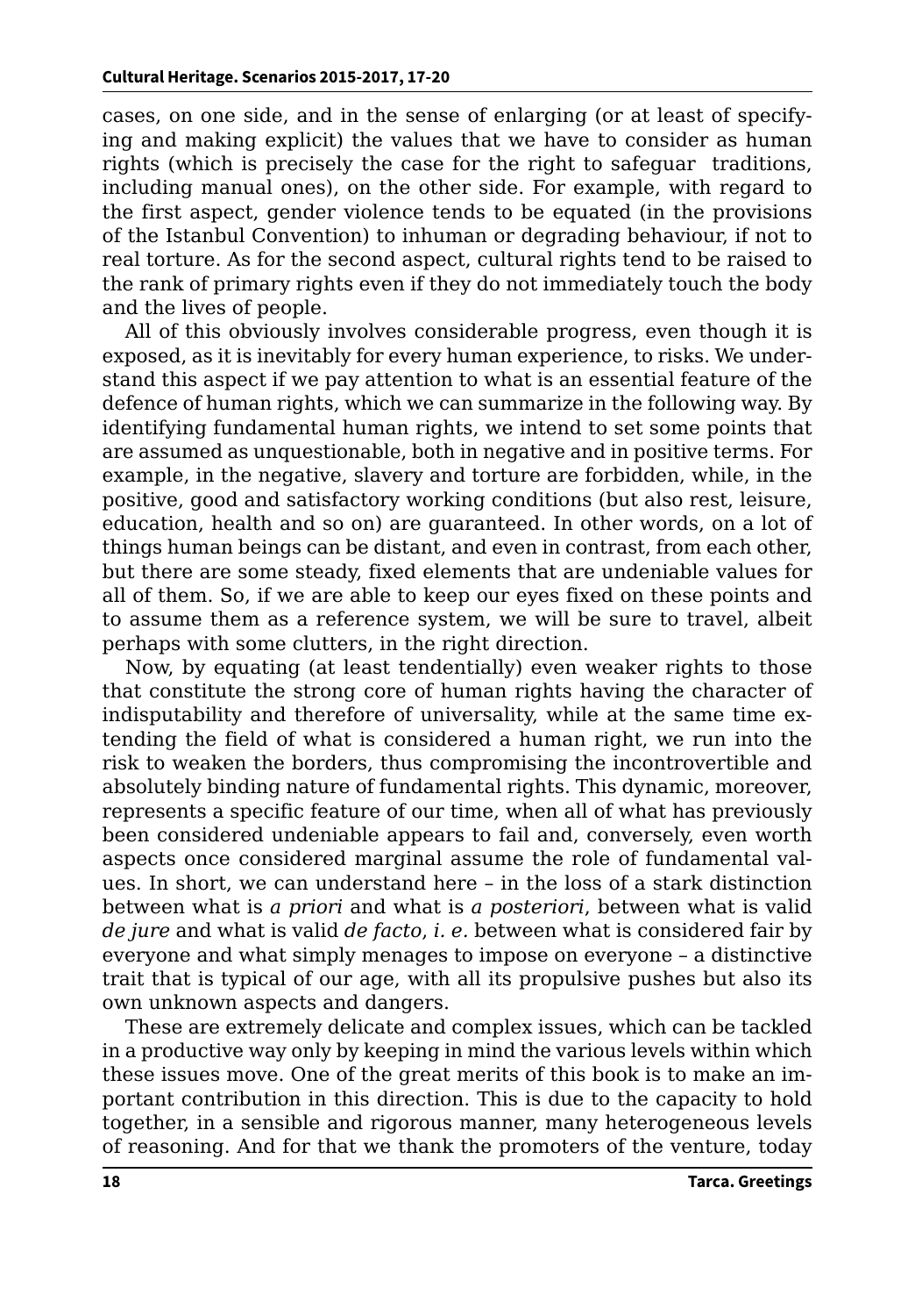cases, on one side, and in the sense of enlarging (or at least of specifying and making explicit) the values that we have to consider as human rights (which is precisely the case for the right to safeguar traditions, including manual ones), on the other side. For example, with regard to the first aspect, gender violence tends to be equated (in the provisions of the Istanbul Convention) to inhuman or degrading behaviour, if not to real torture. As for the second aspect, cultural rights tend to be raised to the rank of primary rights even if they do not immediately touch the body and the lives of people.

All of this obviously involves considerable progress, even though it is exposed, as it is inevitably for every human experience, to risks. We understand this aspect if we pay attention to what is an essential feature of the defence of human rights, which we can summarize in the following way. By identifying fundamental human rights, we intend to set some points that are assumed as unquestionable, both in negative and in positive terms. For example, in the negative, slavery and torture are forbidden, while, in the positive, good and satisfactory working conditions (but also rest, leisure, education, health and so on) are guaranteed. In other words, on a lot of things human beings can be distant, and even in contrast, from each other, but there are some steady, fixed elements that are undeniable values for all of them. So, if we are able to keep our eyes fixed on these points and to assume them as a reference system, we will be sure to travel, albeit perhaps with some clutters, in the right direction.

Now, by equating (at least tendentially) even weaker rights to those that constitute the strong core of human rights having the character of indisputability and therefore of universality, while at the same time extending the field of what is considered a human right, we run into the risk to weaken the borders, thus compromising the incontrovertible and absolutely binding nature of fundamental rights. This dynamic, moreover, represents a specific feature of our time, when all of what has previously been considered undeniable appears to fail and, conversely, even worth aspects once considered marginal assume the role of fundamental values. In short, we can understand here – in the loss of a stark distinction between what is *a priori* and what is *a posteriori*, between what is valid *de jure* and what is valid *de facto*, *i. e.* between what is considered fair by everyone and what simply menages to impose on everyone – a distinctive trait that is typical of our age, with all its propulsive pushes but also its own unknown aspects and dangers.

These are extremely delicate and complex issues, which can be tackled in a productive way only by keeping in mind the various levels within which these issues move. One of the great merits of this book is to make an important contribution in this direction. This is due to the capacity to hold together, in a sensible and rigorous manner, many heterogeneous levels of reasoning. And for that we thank the promoters of the venture, today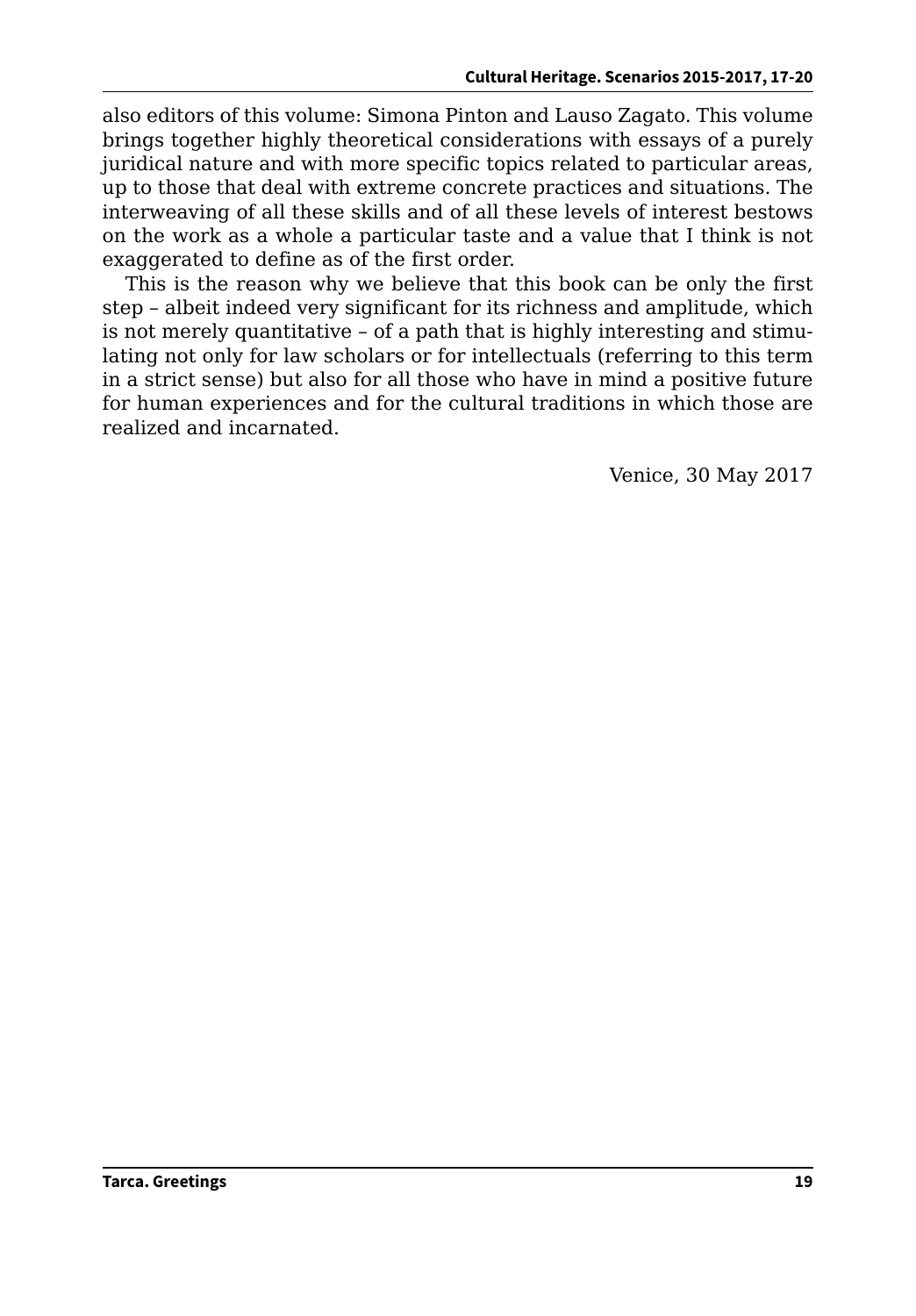also editors of this volume: Simona Pinton and Lauso Zagato. This volume brings together highly theoretical considerations with essays of a purely juridical nature and with more specific topics related to particular areas, up to those that deal with extreme concrete practices and situations. The interweaving of all these skills and of all these levels of interest bestows on the work as a whole a particular taste and a value that I think is not exaggerated to define as of the first order.

This is the reason why we believe that this book can be only the first step – albeit indeed very significant for its richness and amplitude, which is not merely quantitative – of a path that is highly interesting and stimulating not only for law scholars or for intellectuals (referring to this term in a strict sense) but also for all those who have in mind a positive future for human experiences and for the cultural traditions in which those are realized and incarnated.

Venice, 30 May 2017